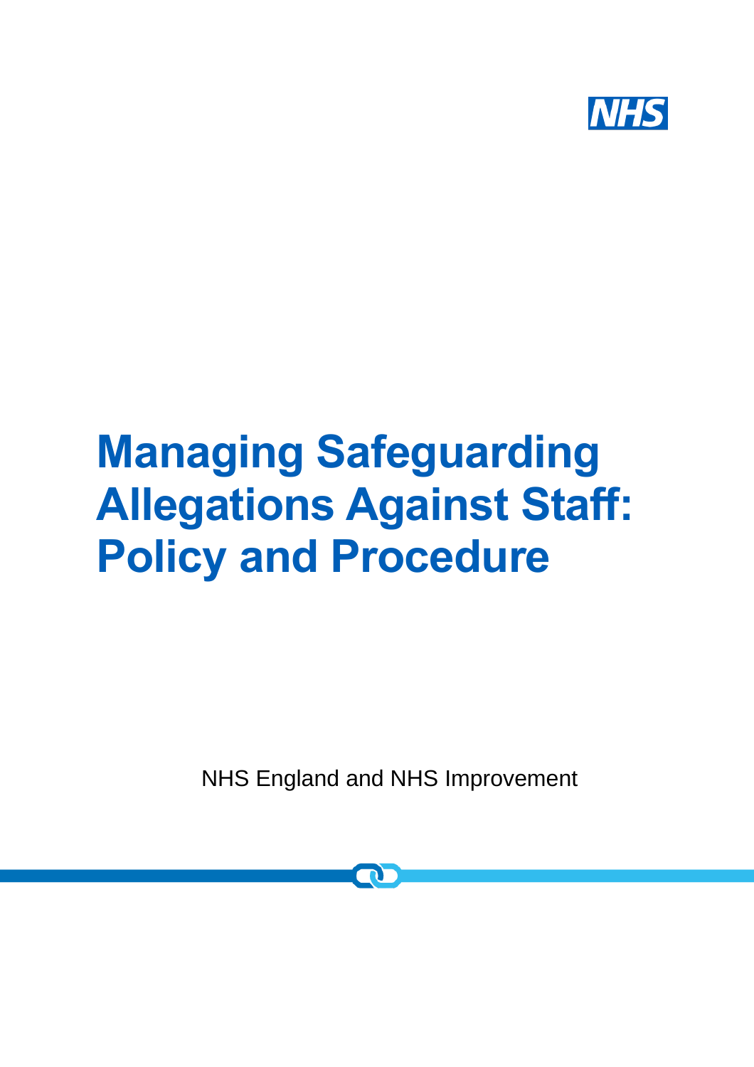NHS

# Managing Safeguarding Allegations Against Staff: Policy and Procedure

NHS England and NHS Improvement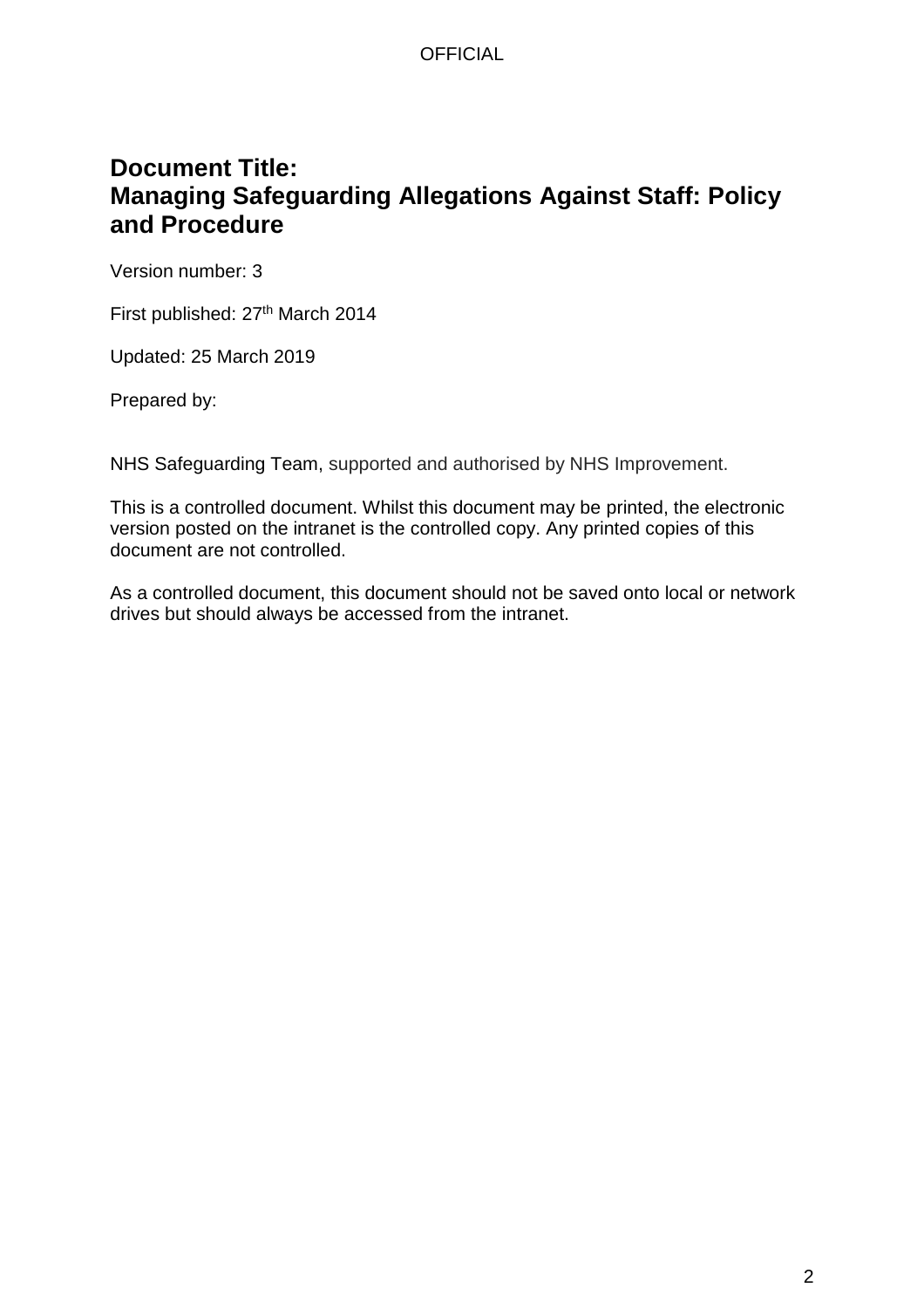# Document Title:
# Managing Safeguarding Allegations Against Staff: Policy and Procedure

Version number: 3

First published: 27th March 2014

Updated: 25 March 2019

Prepared by:

NHS Safeguarding Team, supported and authorised by NHS Improvement.

This is a controlled document. Whilst this document may be printed, the electronic version posted on the intranet is the controlled copy. Any printed copies of this document are not controlled.

As a controlled document, this document should not be saved onto local or network drives but should always be accessed from the intranet.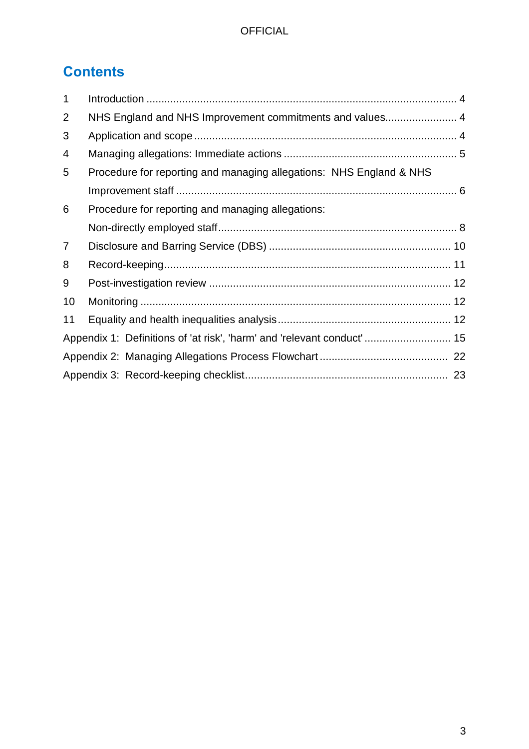## Contents

1 Introduction ........................................................................................................ 4

2 NHS England and NHS Improvement commitments and values........................ 4

3 Application and scope ........................................................................................ 4

4 Managing allegations: Immediate actions .......................................................... 5

5 Procedure for reporting and managing allegations: NHS England & NHS Improvement staff ............................................................................................. 6

6 Procedure for reporting and managing allegations: Non-directly employed staff................................................................................ 8

7 Disclosure and Barring Service (DBS) ............................................................. 10

8 Record-keeping................................................................................................ 11

9 Post-investigation review ................................................................................. 12

10 Monitoring ....................................................................................................... 12

11 Equality and health inequalities analysis.......................................................... 12

Appendix 1: Definitions of 'at risk', 'harm' and 'relevant conduct' ............................ 15

Appendix 2: Managing Allegations Process Flowchart .......................................... 22

Appendix 3: Record-keeping checklist.................................................................... 23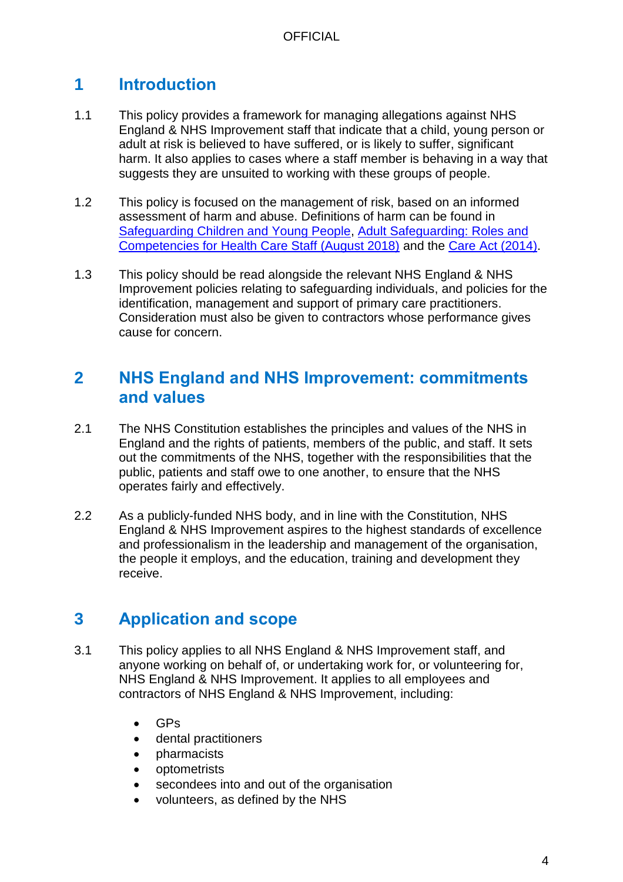# 1 Introduction

1.1 This policy provides a framework for managing allegations against NHS England & NHS Improvement staff that indicate that a child, young person or adult at risk is believed to have suffered, or is likely to suffer, significant harm. It also applies to cases where a staff member is behaving in a way that suggests they are unsuited to working with these groups of people.

1.2 This policy is focused on the management of risk, based on an informed assessment of harm and abuse. Definitions of harm can be found in Safeguarding Children and Young People, Adult Safeguarding: Roles and Competencies for Health Care Staff (August 2018) and the Care Act (2014).

1.3 This policy should be read alongside the relevant NHS England & NHS Improvement policies relating to safeguarding individuals, and policies for the identification, management and support of primary care practitioners. Consideration must also be given to contractors whose performance gives cause for concern.

# 2 NHS England and NHS Improvement: commitments and values

2.1 The NHS Constitution establishes the principles and values of the NHS in England and the rights of patients, members of the public, and staff. It sets out the commitments of the NHS, together with the responsibilities that the public, patients and staff owe to one another, to ensure that the NHS operates fairly and effectively.

2.2 As a publicly-funded NHS body, and in line with the Constitution, NHS England & NHS Improvement aspires to the highest standards of excellence and professionalism in the leadership and management of the organisation, the people it employs, and the education, training and development they receive.

# 3 Application and scope

3.1 This policy applies to all NHS England & NHS Improvement staff, and anyone working on behalf of, or undertaking work for, or volunteering for, NHS England & NHS Improvement. It applies to all employees and contractors of NHS England & NHS Improvement, including:

- GPs
- dental practitioners
- pharmacists
- optometrists
- secondees into and out of the organisation
- volunteers, as defined by the NHS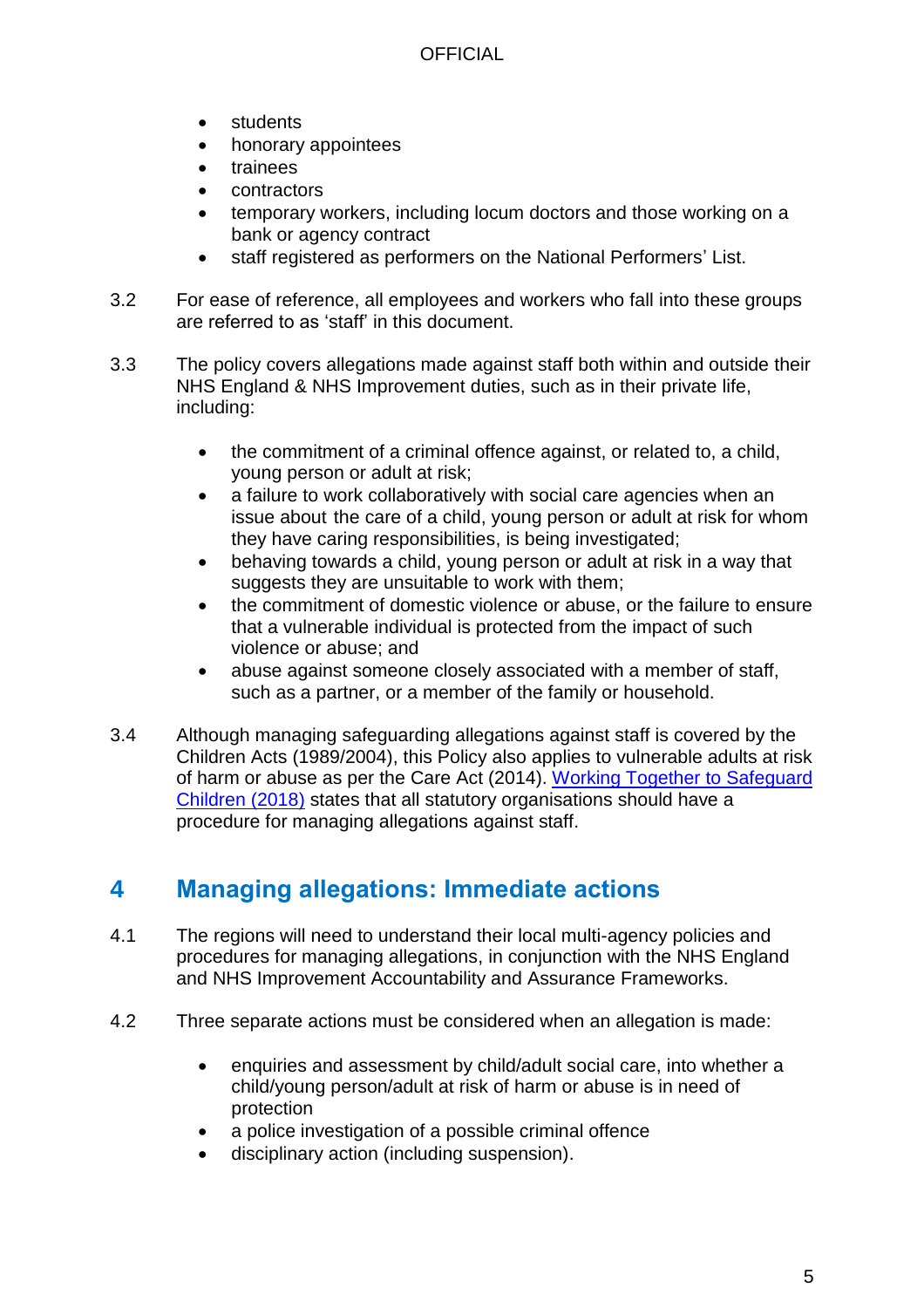- students
- honorary appointees
- trainees
- contractors
- temporary workers, including locum doctors and those working on a bank or agency contract
- staff registered as performers on the National Performers' List.

3.2 For ease of reference, all employees and workers who fall into these groups are referred to as 'staff' in this document.

3.3 The policy covers allegations made against staff both within and outside their NHS England & NHS Improvement duties, such as in their private life, including:

- the commitment of a criminal offence against, or related to, a child, young person or adult at risk;
- a failure to work collaboratively with social care agencies when an issue about the care of a child, young person or adult at risk for whom they have caring responsibilities, is being investigated;
- behaving towards a child, young person or adult at risk in a way that suggests they are unsuitable to work with them;
- the commitment of domestic violence or abuse, or the failure to ensure that a vulnerable individual is protected from the impact of such violence or abuse; and
- abuse against someone closely associated with a member of staff, such as a partner, or a member of the family or household.

3.4 Although managing safeguarding allegations against staff is covered by the Children Acts (1989/2004), this Policy also applies to vulnerable adults at risk of harm or abuse as per the Care Act (2014). Working Together to Safeguard Children (2018) states that all statutory organisations should have a procedure for managing allegations against staff.

## 4 Managing allegations: Immediate actions

4.1 The regions will need to understand their local multi-agency policies and procedures for managing allegations, in conjunction with the NHS England and NHS Improvement Accountability and Assurance Frameworks.

4.2 Three separate actions must be considered when an allegation is made:

- enquiries and assessment by child/adult social care, into whether a child/young person/adult at risk of harm or abuse is in need of protection
- a police investigation of a possible criminal offence
- disciplinary action (including suspension).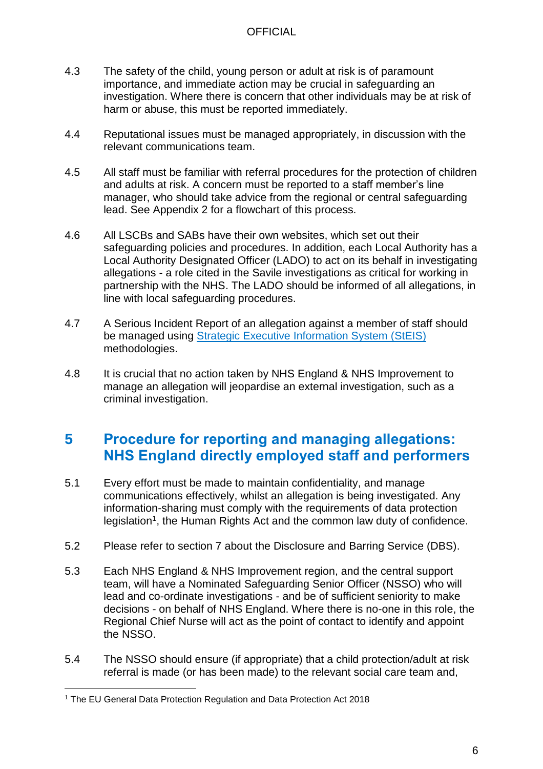4.3 The safety of the child, young person or adult at risk is of paramount importance, and immediate action may be crucial in safeguarding an investigation. Where there is concern that other individuals may be at risk of harm or abuse, this must be reported immediately.

4.4 Reputational issues must be managed appropriately, in discussion with the relevant communications team.

4.5 All staff must be familiar with referral procedures for the protection of children and adults at risk. A concern must be reported to a staff member's line manager, who should take advice from the regional or central safeguarding lead. See Appendix 2 for a flowchart of this process.

4.6 All LSCBs and SABs have their own websites, which set out their safeguarding policies and procedures. In addition, each Local Authority has a Local Authority Designated Officer (LADO) to act on its behalf in investigating allegations - a role cited in the Savile investigations as critical for working in partnership with the NHS. The LADO should be informed of all allegations, in line with local safeguarding procedures.

4.7 A Serious Incident Report of an allegation against a member of staff should be managed using Strategic Executive Information System (StEIS) methodologies.

4.8 It is crucial that no action taken by NHS England & NHS Improvement to manage an allegation will jeopardise an external investigation, such as a criminal investigation.

## 5 Procedure for reporting and managing allegations: NHS England directly employed staff and performers

5.1 Every effort must be made to maintain confidentiality, and manage communications effectively, whilst an allegation is being investigated. Any information-sharing must comply with the requirements of data protection legislation[1], the Human Rights Act and the common law duty of confidence.

5.2 Please refer to section 7 about the Disclosure and Barring Service (DBS).

5.3 Each NHS England & NHS Improvement region, and the central support team, will have a Nominated Safeguarding Senior Officer (NSSO) who will lead and co-ordinate investigations - and be of sufficient seniority to make decisions - on behalf of NHS England. Where there is no-one in this role, the Regional Chief Nurse will act as the point of contact to identify and appoint the NSSO.

5.4 The NSSO should ensure (if appropriate) that a child protection/adult at risk referral is made (or has been made) to the relevant social care team and,

[1] The EU General Data Protection Regulation and Data Protection Act 2018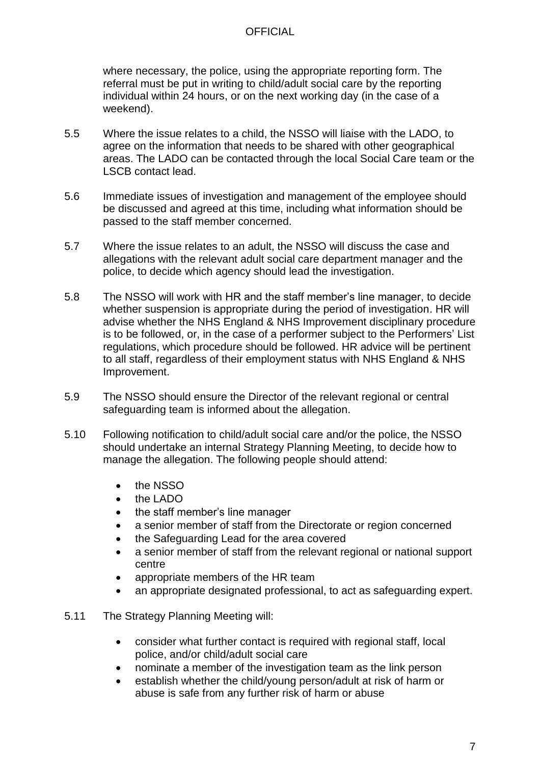where necessary, the police, using the appropriate reporting form. The referral must be put in writing to child/adult social care by the reporting individual within 24 hours, or on the next working day (in the case of a weekend).

5.5 Where the issue relates to a child, the NSSO will liaise with the LADO, to agree on the information that needs to be shared with other geographical areas. The LADO can be contacted through the local Social Care team or the LSCB contact lead.

5.6 Immediate issues of investigation and management of the employee should be discussed and agreed at this time, including what information should be passed to the staff member concerned.

5.7 Where the issue relates to an adult, the NSSO will discuss the case and allegations with the relevant adult social care department manager and the police, to decide which agency should lead the investigation.

5.8 The NSSO will work with HR and the staff member's line manager, to decide whether suspension is appropriate during the period of investigation. HR will advise whether the NHS England & NHS Improvement disciplinary procedure is to be followed, or, in the case of a performer subject to the Performers' List regulations, which procedure should be followed. HR advice will be pertinent to all staff, regardless of their employment status with NHS England & NHS Improvement.

5.9 The NSSO should ensure the Director of the relevant regional or central safeguarding team is informed about the allegation.

5.10 Following notification to child/adult social care and/or the police, the NSSO should undertake an internal Strategy Planning Meeting, to decide how to manage the allegation. The following people should attend:

- the NSSO
- the LADO
- the staff member's line manager
- a senior member of staff from the Directorate or region concerned
- the Safeguarding Lead for the area covered
- a senior member of staff from the relevant regional or national support centre
- appropriate members of the HR team
- an appropriate designated professional, to act as safeguarding expert.

5.11 The Strategy Planning Meeting will:

- consider what further contact is required with regional staff, local police, and/or child/adult social care
- nominate a member of the investigation team as the link person
- establish whether the child/young person/adult at risk of harm or abuse is safe from any further risk of harm or abuse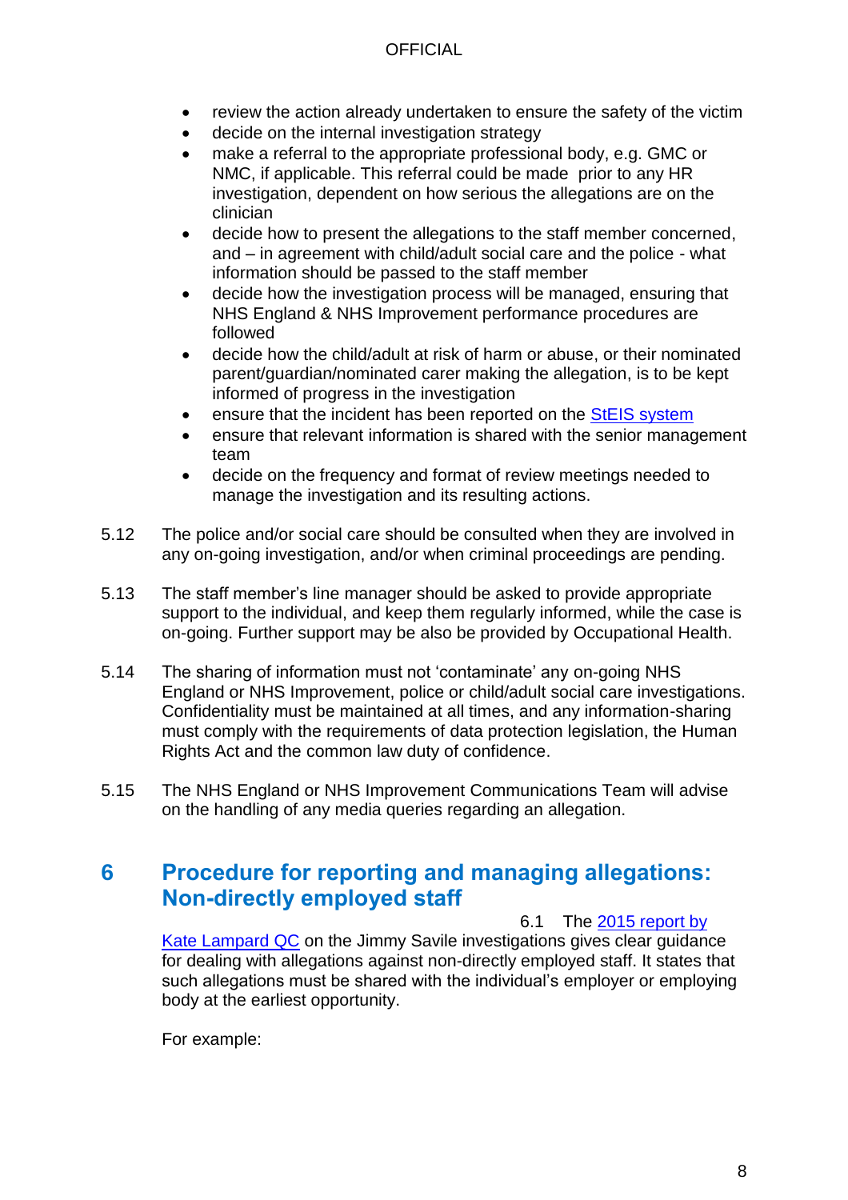- review the action already undertaken to ensure the safety of the victim
- decide on the internal investigation strategy
- make a referral to the appropriate professional body, e.g. GMC or NMC, if applicable. This referral could be made prior to any HR investigation, dependent on how serious the allegations are on the clinician
- decide how to present the allegations to the staff member concerned, and – in agreement with child/adult social care and the police - what information should be passed to the staff member
- decide how the investigation process will be managed, ensuring that NHS England & NHS Improvement performance procedures are followed
- decide how the child/adult at risk of harm or abuse, or their nominated parent/guardian/nominated carer making the allegation, is to be kept informed of progress in the investigation
- ensure that the incident has been reported on the [StEIS system]
- ensure that relevant information is shared with the senior management team
- decide on the frequency and format of review meetings needed to manage the investigation and its resulting actions.

5.12 The police and/or social care should be consulted when they are involved in any on-going investigation, and/or when criminal proceedings are pending.

5.13 The staff member's line manager should be asked to provide appropriate support to the individual, and keep them regularly informed, while the case is on-going. Further support may be also be provided by Occupational Health.

5.14 The sharing of information must not 'contaminate' any on-going NHS England or NHS Improvement, police or child/adult social care investigations. Confidentiality must be maintained at all times, and any information-sharing must comply with the requirements of data protection legislation, the Human Rights Act and the common law duty of confidence.

5.15 The NHS England or NHS Improvement Communications Team will advise on the handling of any media queries regarding an allegation.

## 6 Procedure for reporting and managing allegations: Non-directly employed staff

6.1 The [2015 report by Kate Lampard QC] on the Jimmy Savile investigations gives clear guidance for dealing with allegations against non-directly employed staff. It states that such allegations must be shared with the individual's employer or employing body at the earliest opportunity.

For example: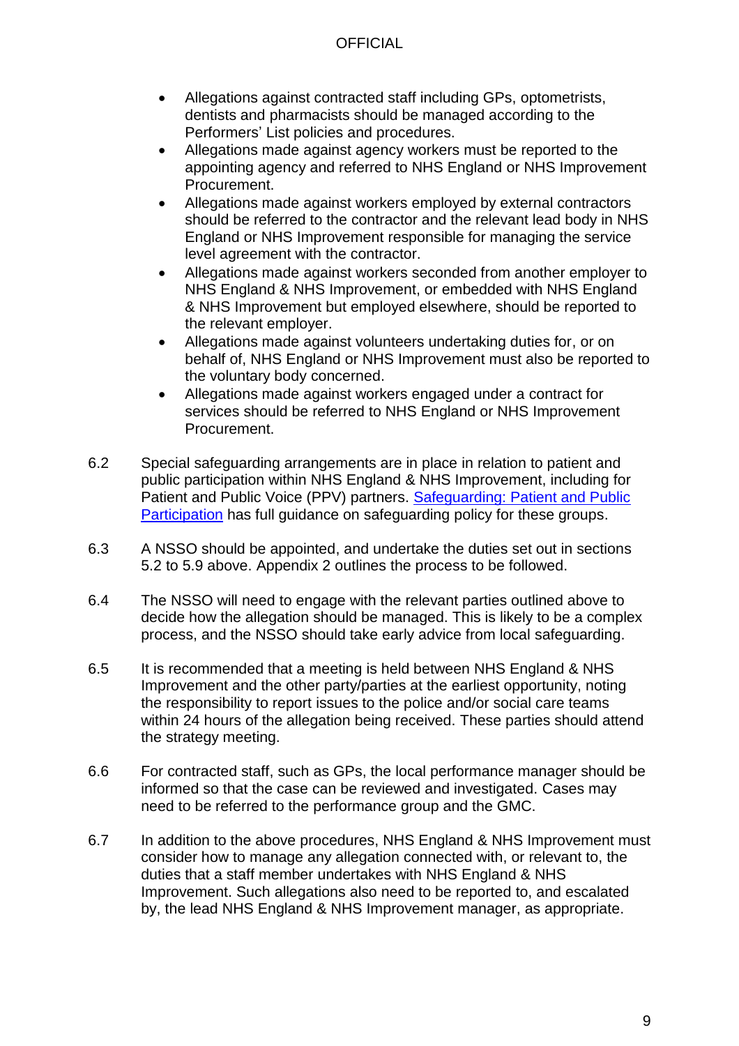- Allegations against contracted staff including GPs, optometrists, dentists and pharmacists should be managed according to the Performers' List policies and procedures.
- Allegations made against agency workers must be reported to the appointing agency and referred to NHS England or NHS Improvement Procurement.
- Allegations made against workers employed by external contractors should be referred to the contractor and the relevant lead body in NHS England or NHS Improvement responsible for managing the service level agreement with the contractor.
- Allegations made against workers seconded from another employer to NHS England & NHS Improvement, or embedded with NHS England & NHS Improvement but employed elsewhere, should be reported to the relevant employer.
- Allegations made against volunteers undertaking duties for, or on behalf of, NHS England or NHS Improvement must also be reported to the voluntary body concerned.
- Allegations made against workers engaged under a contract for services should be referred to NHS England or NHS Improvement Procurement.

6.2 Special safeguarding arrangements are in place in relation to patient and public participation within NHS England & NHS Improvement, including for Patient and Public Voice (PPV) partners. [Safeguarding: Patient and Public Participation] has full guidance on safeguarding policy for these groups.

6.3 A NSSO should be appointed, and undertake the duties set out in sections 5.2 to 5.9 above. Appendix 2 outlines the process to be followed.

6.4 The NSSO will need to engage with the relevant parties outlined above to decide how the allegation should be managed. This is likely to be a complex process, and the NSSO should take early advice from local safeguarding.

6.5 It is recommended that a meeting is held between NHS England & NHS Improvement and the other party/parties at the earliest opportunity, noting the responsibility to report issues to the police and/or social care teams within 24 hours of the allegation being received. These parties should attend the strategy meeting.

6.6 For contracted staff, such as GPs, the local performance manager should be informed so that the case can be reviewed and investigated. Cases may need to be referred to the performance group and the GMC.

6.7 In addition to the above procedures, NHS England & NHS Improvement must consider how to manage any allegation connected with, or relevant to, the duties that a staff member undertakes with NHS England & NHS Improvement. Such allegations also need to be reported to, and escalated by, the lead NHS England & NHS Improvement manager, as appropriate.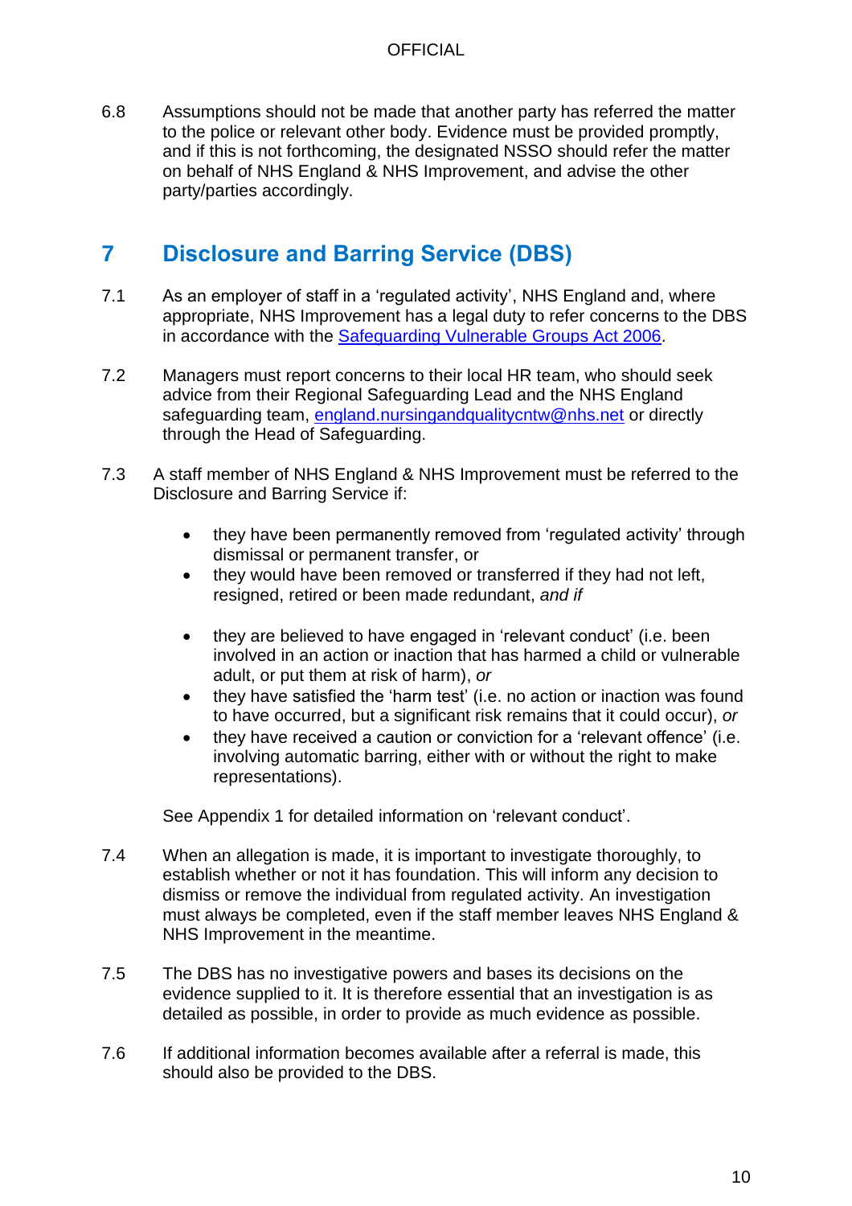6.8 Assumptions should not be made that another party has referred the matter to the police or relevant other body. Evidence must be provided promptly, and if this is not forthcoming, the designated NSSO should refer the matter on behalf of NHS England & NHS Improvement, and advise the other party/parties accordingly.

## 7 Disclosure and Barring Service (DBS)

7.1 As an employer of staff in a 'regulated activity', NHS England and, where appropriate, NHS Improvement has a legal duty to refer concerns to the DBS in accordance with the [Safeguarding Vulnerable Groups Act 2006](#).

7.2 Managers must report concerns to their local HR team, who should seek advice from their Regional Safeguarding Lead and the NHS England safeguarding team, [england.nursingandqualitycntw@nhs.net](mailto:england.nursingandqualitycntw@nhs.net) or directly through the Head of Safeguarding.

7.3 A staff member of NHS England & NHS Improvement must be referred to the Disclosure and Barring Service if:

- they have been permanently removed from 'regulated activity' through dismissal or permanent transfer, or
- they would have been removed or transferred if they had not left, resigned, retired or been made redundant, *and if*

- they are believed to have engaged in 'relevant conduct' (i.e. been involved in an action or inaction that has harmed a child or vulnerable adult, or put them at risk of harm), *or*
- they have satisfied the 'harm test' (i.e. no action or inaction was found to have occurred, but a significant risk remains that it could occur), *or*
- they have received a caution or conviction for a 'relevant offence' (i.e. involving automatic barring, either with or without the right to make representations).

See Appendix 1 for detailed information on 'relevant conduct'.

7.4 When an allegation is made, it is important to investigate thoroughly, to establish whether or not it has foundation. This will inform any decision to dismiss or remove the individual from regulated activity. An investigation must always be completed, even if the staff member leaves NHS England & NHS Improvement in the meantime.

7.5 The DBS has no investigative powers and bases its decisions on the evidence supplied to it. It is therefore essential that an investigation is as detailed as possible, in order to provide as much evidence as possible.

7.6 If additional information becomes available after a referral is made, this should also be provided to the DBS.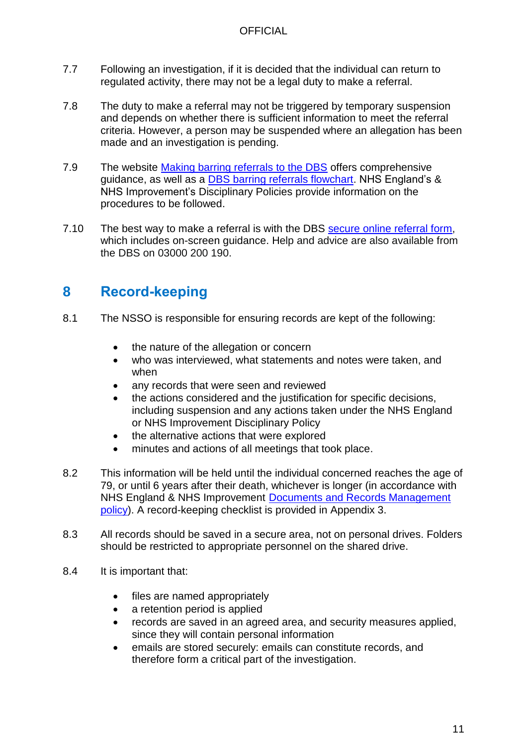7.7 Following an investigation, if it is decided that the individual can return to regulated activity, there may not be a legal duty to make a referral.

7.8 The duty to make a referral may not be triggered by temporary suspension and depends on whether there is sufficient information to meet the referral criteria. However, a person may be suspended where an allegation has been made and an investigation is pending.

7.9 The website Making barring referrals to the DBS offers comprehensive guidance, as well as a DBS barring referrals flowchart. NHS England's & NHS Improvement's Disciplinary Policies provide information on the procedures to be followed.

7.10 The best way to make a referral is with the DBS secure online referral form, which includes on-screen guidance. Help and advice are also available from the DBS on 03000 200 190.

## 8 Record-keeping

8.1 The NSSO is responsible for ensuring records are kept of the following:

- the nature of the allegation or concern
- who was interviewed, what statements and notes were taken, and when
- any records that were seen and reviewed
- the actions considered and the justification for specific decisions, including suspension and any actions taken under the NHS England or NHS Improvement Disciplinary Policy
- the alternative actions that were explored
- minutes and actions of all meetings that took place.

8.2 This information will be held until the individual concerned reaches the age of 79, or until 6 years after their death, whichever is longer (in accordance with NHS England & NHS Improvement Documents and Records Management policy). A record-keeping checklist is provided in Appendix 3.

8.3 All records should be saved in a secure area, not on personal drives. Folders should be restricted to appropriate personnel on the shared drive.

8.4 It is important that:

- files are named appropriately
- a retention period is applied
- records are saved in an agreed area, and security measures applied, since they will contain personal information
- emails are stored securely: emails can constitute records, and therefore form a critical part of the investigation.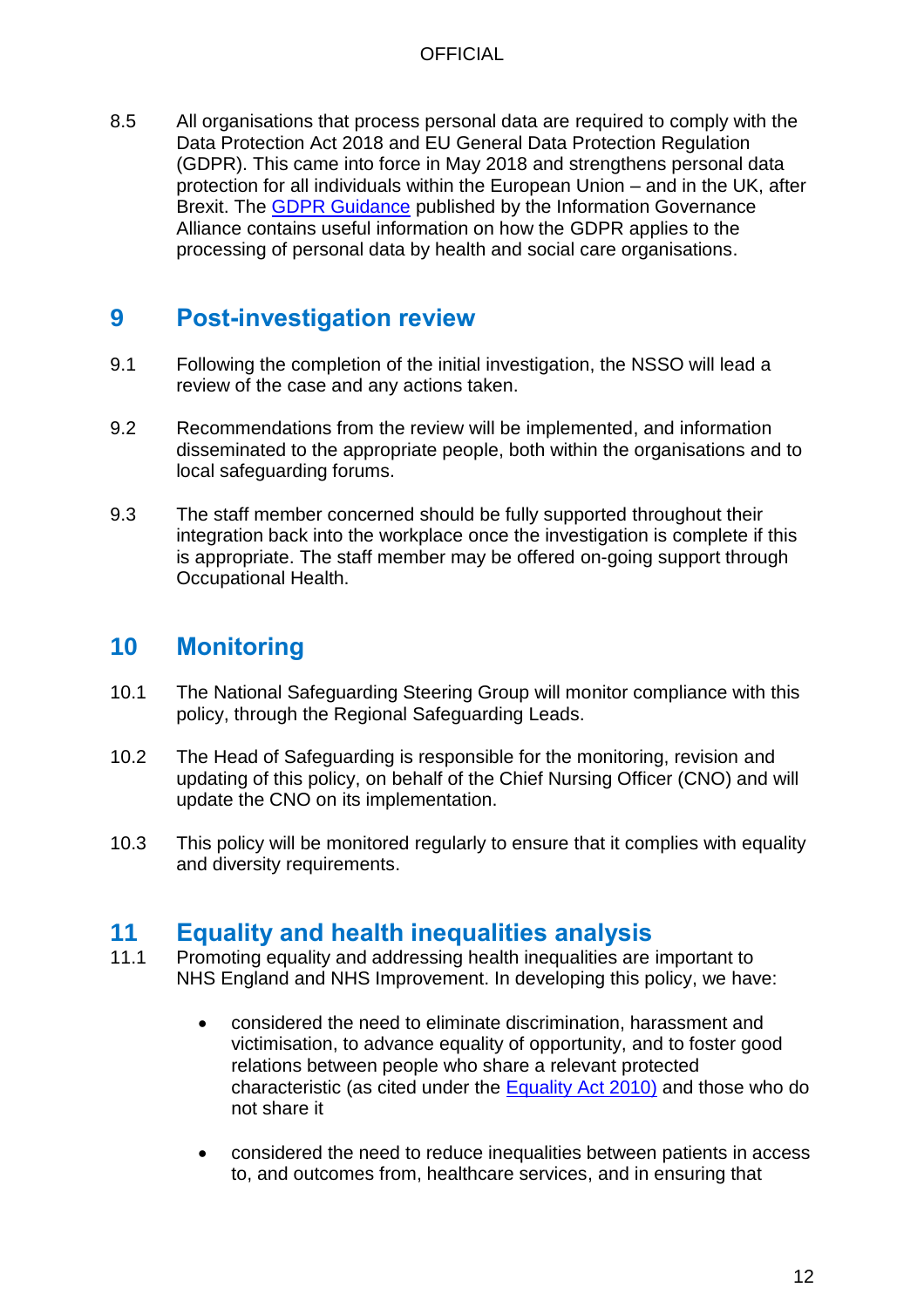8.5 All organisations that process personal data are required to comply with the Data Protection Act 2018 and EU General Data Protection Regulation (GDPR). This came into force in May 2018 and strengthens personal data protection for all individuals within the European Union – and in the UK, after Brexit. The GDPR Guidance published by the Information Governance Alliance contains useful information on how the GDPR applies to the processing of personal data by health and social care organisations.

## 9 Post-investigation review

9.1 Following the completion of the initial investigation, the NSSO will lead a review of the case and any actions taken.

9.2 Recommendations from the review will be implemented, and information disseminated to the appropriate people, both within the organisations and to local safeguarding forums.

9.3 The staff member concerned should be fully supported throughout their integration back into the workplace once the investigation is complete if this is appropriate. The staff member may be offered on-going support through Occupational Health.

## 10 Monitoring

10.1 The National Safeguarding Steering Group will monitor compliance with this policy, through the Regional Safeguarding Leads.

10.2 The Head of Safeguarding is responsible for the monitoring, revision and updating of this policy, on behalf of the Chief Nursing Officer (CNO) and will update the CNO on its implementation.

10.3 This policy will be monitored regularly to ensure that it complies with equality and diversity requirements.

## 11 Equality and health inequalities analysis

11.1 Promoting equality and addressing health inequalities are important to NHS England and NHS Improvement. In developing this policy, we have:

- considered the need to eliminate discrimination, harassment and victimisation, to advance equality of opportunity, and to foster good relations between people who share a relevant protected characteristic (as cited under the Equality Act 2010) and those who do not share it

- considered the need to reduce inequalities between patients in access to, and outcomes from, healthcare services, and in ensuring that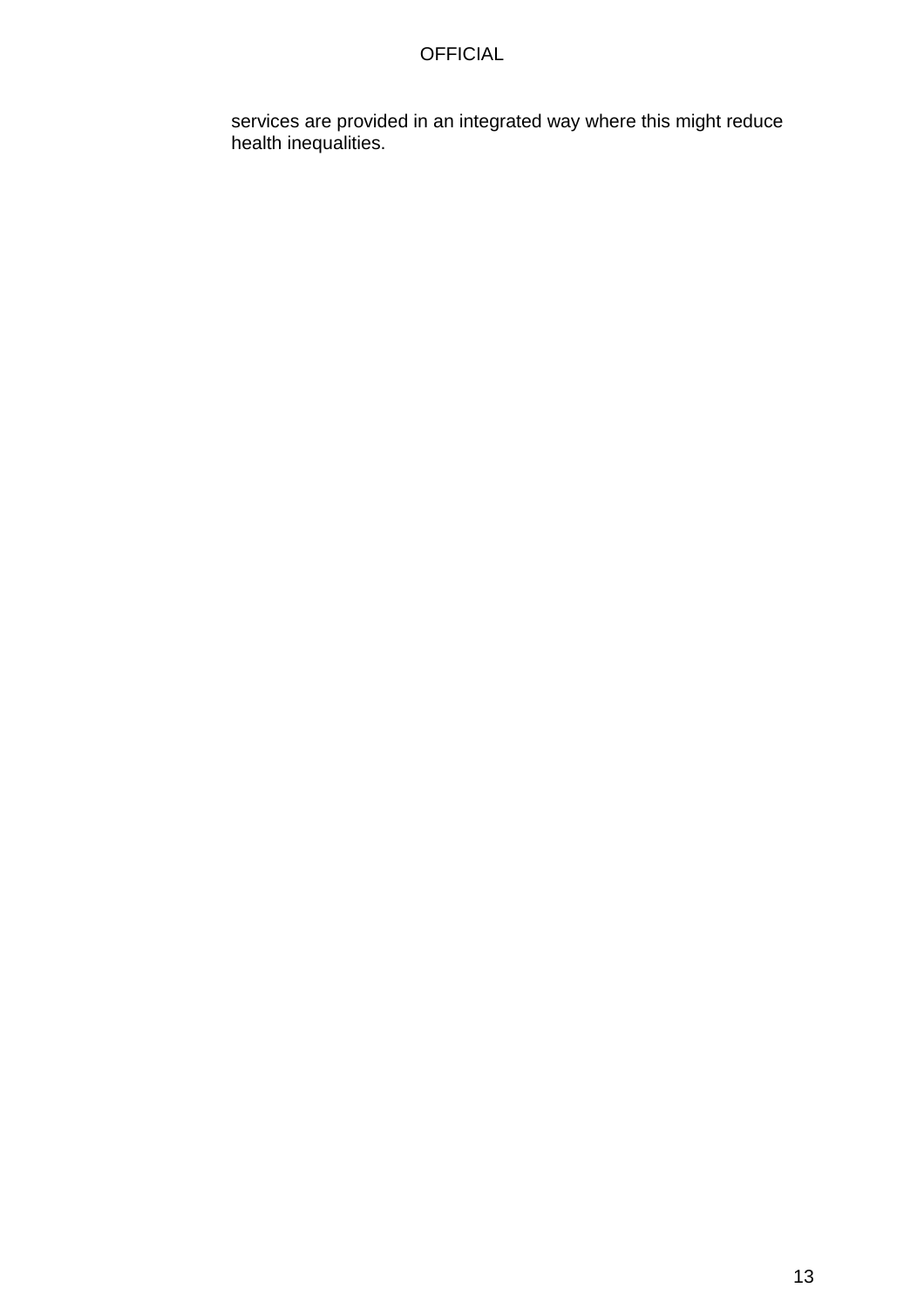services are provided in an integrated way where this might reduce health inequalities.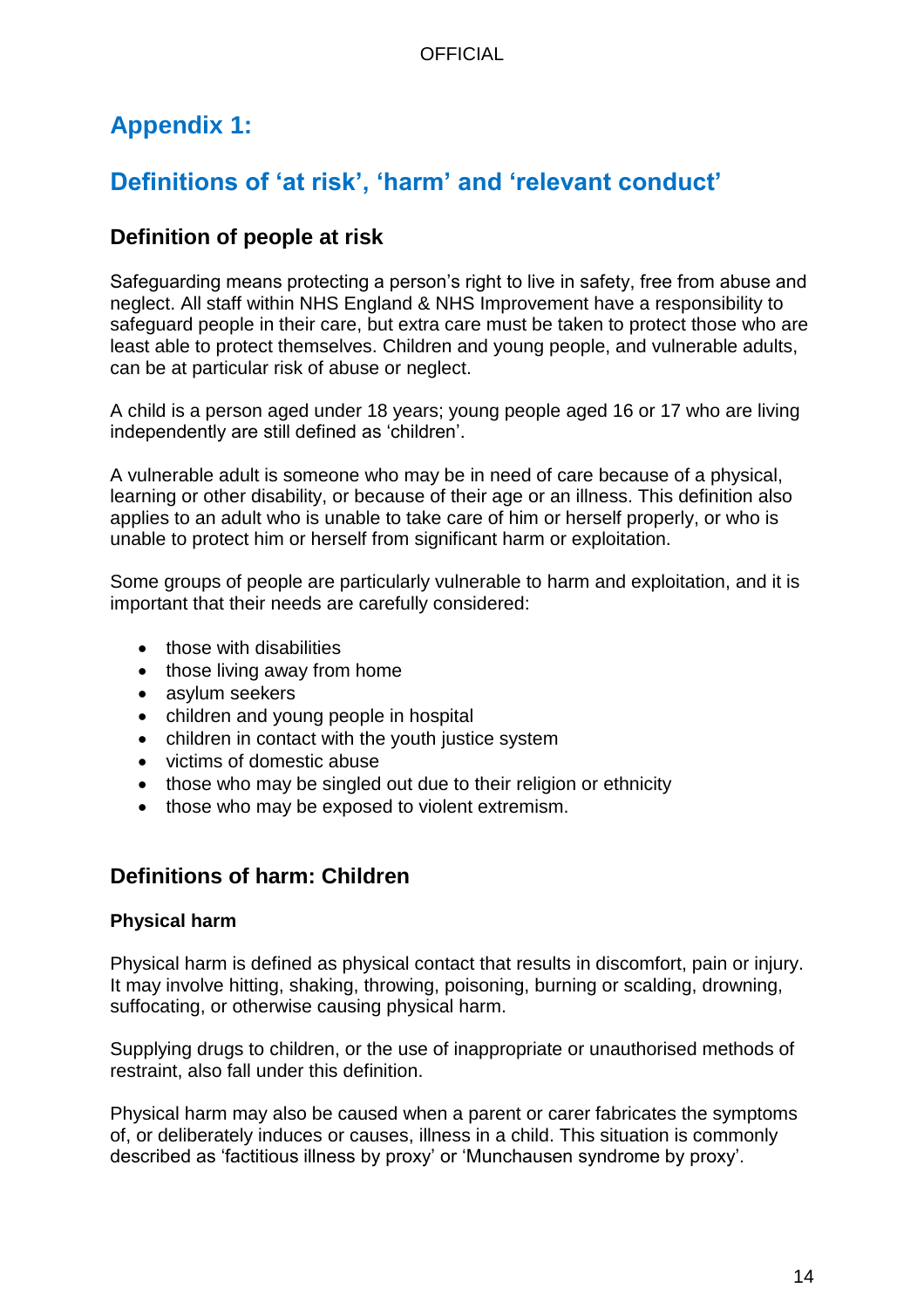# Appendix 1:

# Definitions of 'at risk', 'harm' and 'relevant conduct'

## Definition of people at risk

Safeguarding means protecting a person's right to live in safety, free from abuse and neglect. All staff within NHS England & NHS Improvement have a responsibility to safeguard people in their care, but extra care must be taken to protect those who are least able to protect themselves. Children and young people, and vulnerable adults, can be at particular risk of abuse or neglect.

A child is a person aged under 18 years; young people aged 16 or 17 who are living independently are still defined as 'children'.

A vulnerable adult is someone who may be in need of care because of a physical, learning or other disability, or because of their age or an illness. This definition also applies to an adult who is unable to take care of him or herself properly, or who is unable to protect him or herself from significant harm or exploitation.

Some groups of people are particularly vulnerable to harm and exploitation, and it is important that their needs are carefully considered:

- those with disabilities
- those living away from home
- asylum seekers
- children and young people in hospital
- children in contact with the youth justice system
- victims of domestic abuse
- those who may be singled out due to their religion or ethnicity
- those who may be exposed to violent extremism.

## Definitions of harm: Children

### Physical harm

Physical harm is defined as physical contact that results in discomfort, pain or injury. It may involve hitting, shaking, throwing, poisoning, burning or scalding, drowning, suffocating, or otherwise causing physical harm.

Supplying drugs to children, or the use of inappropriate or unauthorised methods of restraint, also fall under this definition.

Physical harm may also be caused when a parent or carer fabricates the symptoms of, or deliberately induces or causes, illness in a child. This situation is commonly described as 'factitious illness by proxy' or 'Munchausen syndrome by proxy'.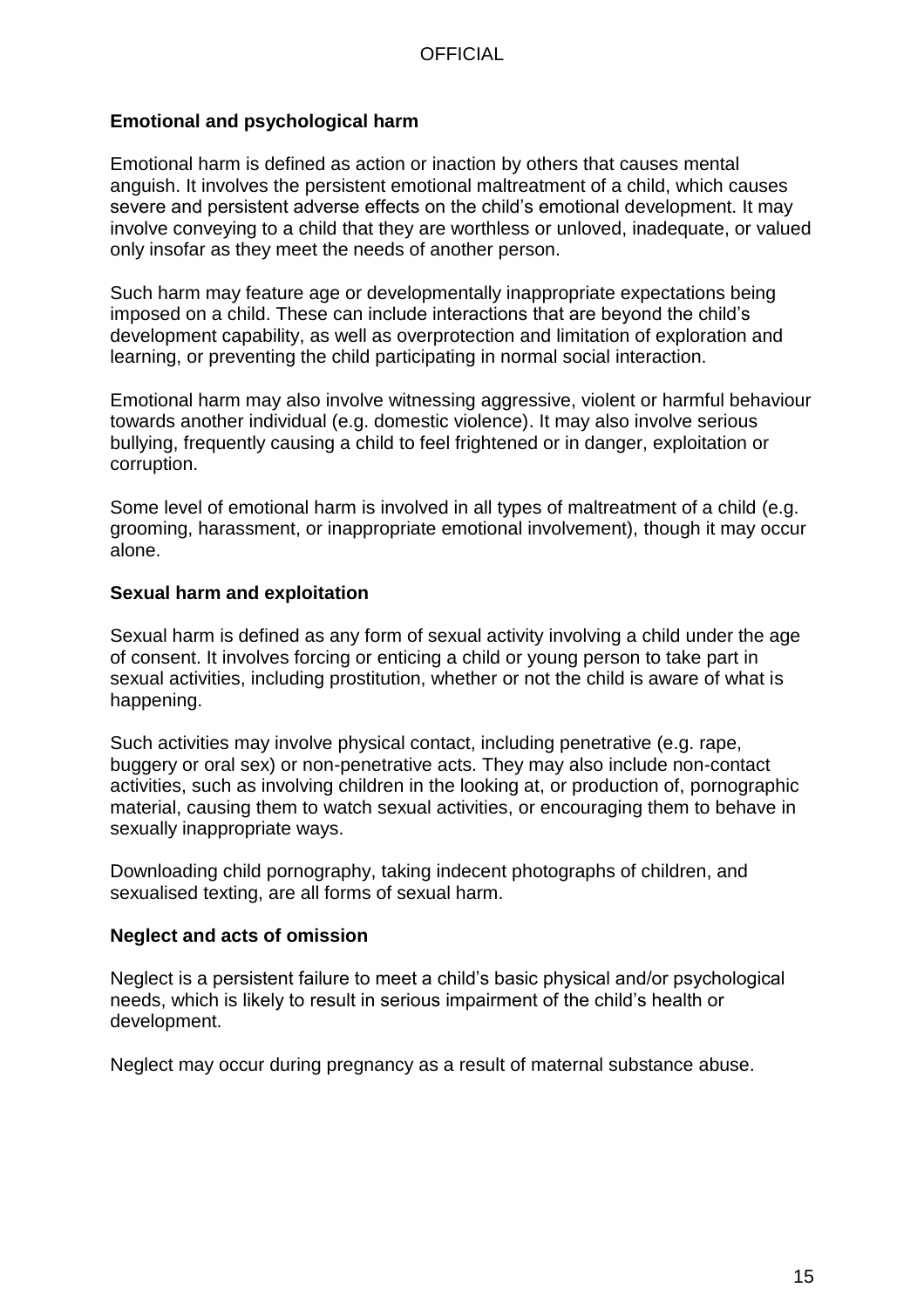### Emotional and psychological harm

Emotional harm is defined as action or inaction by others that causes mental anguish. It involves the persistent emotional maltreatment of a child, which causes severe and persistent adverse effects on the child's emotional development. It may involve conveying to a child that they are worthless or unloved, inadequate, or valued only insofar as they meet the needs of another person.

Such harm may feature age or developmentally inappropriate expectations being imposed on a child. These can include interactions that are beyond the child's development capability, as well as overprotection and limitation of exploration and learning, or preventing the child participating in normal social interaction.

Emotional harm may also involve witnessing aggressive, violent or harmful behaviour towards another individual (e.g. domestic violence). It may also involve serious bullying, frequently causing a child to feel frightened or in danger, exploitation or corruption.

Some level of emotional harm is involved in all types of maltreatment of a child (e.g. grooming, harassment, or inappropriate emotional involvement), though it may occur alone.

### Sexual harm and exploitation

Sexual harm is defined as any form of sexual activity involving a child under the age of consent. It involves forcing or enticing a child or young person to take part in sexual activities, including prostitution, whether or not the child is aware of what is happening.

Such activities may involve physical contact, including penetrative (e.g. rape, buggery or oral sex) or non-penetrative acts. They may also include non-contact activities, such as involving children in the looking at, or production of, pornographic material, causing them to watch sexual activities, or encouraging them to behave in sexually inappropriate ways.

Downloading child pornography, taking indecent photographs of children, and sexualised texting, are all forms of sexual harm.

### Neglect and acts of omission

Neglect is a persistent failure to meet a child's basic physical and/or psychological needs, which is likely to result in serious impairment of the child's health or development.

Neglect may occur during pregnancy as a result of maternal substance abuse.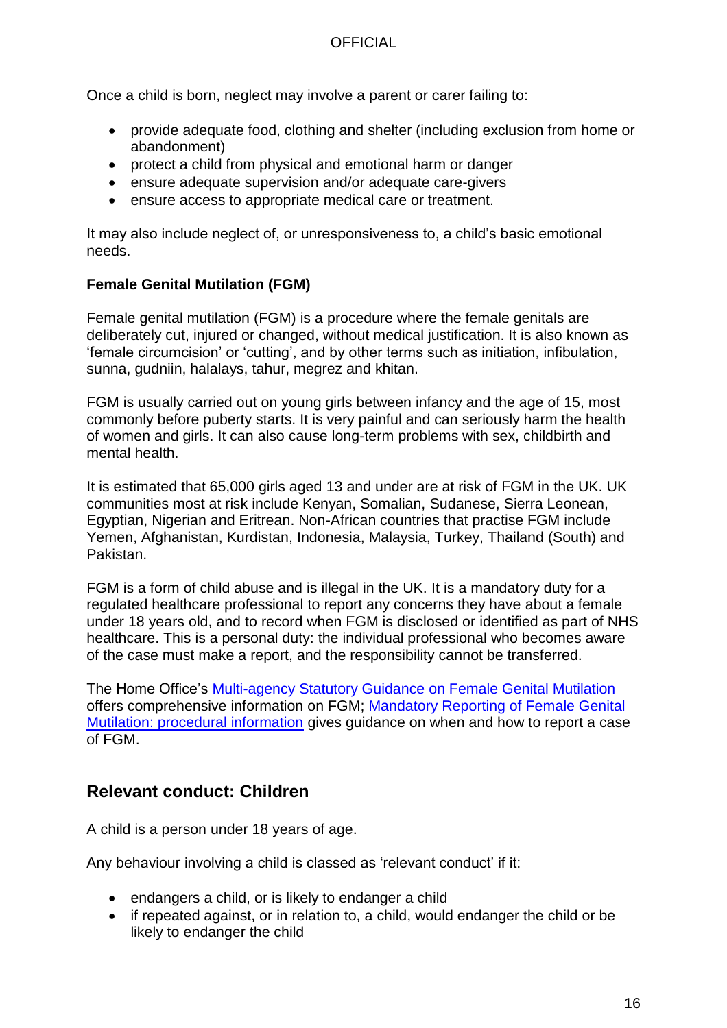Once a child is born, neglect may involve a parent or carer failing to:

- provide adequate food, clothing and shelter (including exclusion from home or abandonment)
- protect a child from physical and emotional harm or danger
- ensure adequate supervision and/or adequate care-givers
- ensure access to appropriate medical care or treatment.

It may also include neglect of, or unresponsiveness to, a child's basic emotional needs.

**Female Genital Mutilation (FGM)**

Female genital mutilation (FGM) is a procedure where the female genitals are deliberately cut, injured or changed, without medical justification. It is also known as 'female circumcision' or 'cutting', and by other terms such as initiation, infibulation, sunna, gudniin, halalays, tahur, megrez and khitan.

FGM is usually carried out on young girls between infancy and the age of 15, most commonly before puberty starts. It is very painful and can seriously harm the health of women and girls. It can also cause long-term problems with sex, childbirth and mental health.

It is estimated that 65,000 girls aged 13 and under are at risk of FGM in the UK. UK communities most at risk include Kenyan, Somalian, Sudanese, Sierra Leonean, Egyptian, Nigerian and Eritrean. Non-African countries that practise FGM include Yemen, Afghanistan, Kurdistan, Indonesia, Malaysia, Turkey, Thailand (South) and Pakistan.

FGM is a form of child abuse and is illegal in the UK. It is a mandatory duty for a regulated healthcare professional to report any concerns they have about a female under 18 years old, and to record when FGM is disclosed or identified as part of NHS healthcare. This is a personal duty: the individual professional who becomes aware of the case must make a report, and the responsibility cannot be transferred.

The Home Office's Multi-agency Statutory Guidance on Female Genital Mutilation offers comprehensive information on FGM; Mandatory Reporting of Female Genital Mutilation: procedural information gives guidance on when and how to report a case of FGM.

## Relevant conduct: Children

A child is a person under 18 years of age.

Any behaviour involving a child is classed as 'relevant conduct' if it:

- endangers a child, or is likely to endanger a child
- if repeated against, or in relation to, a child, would endanger the child or be likely to endanger the child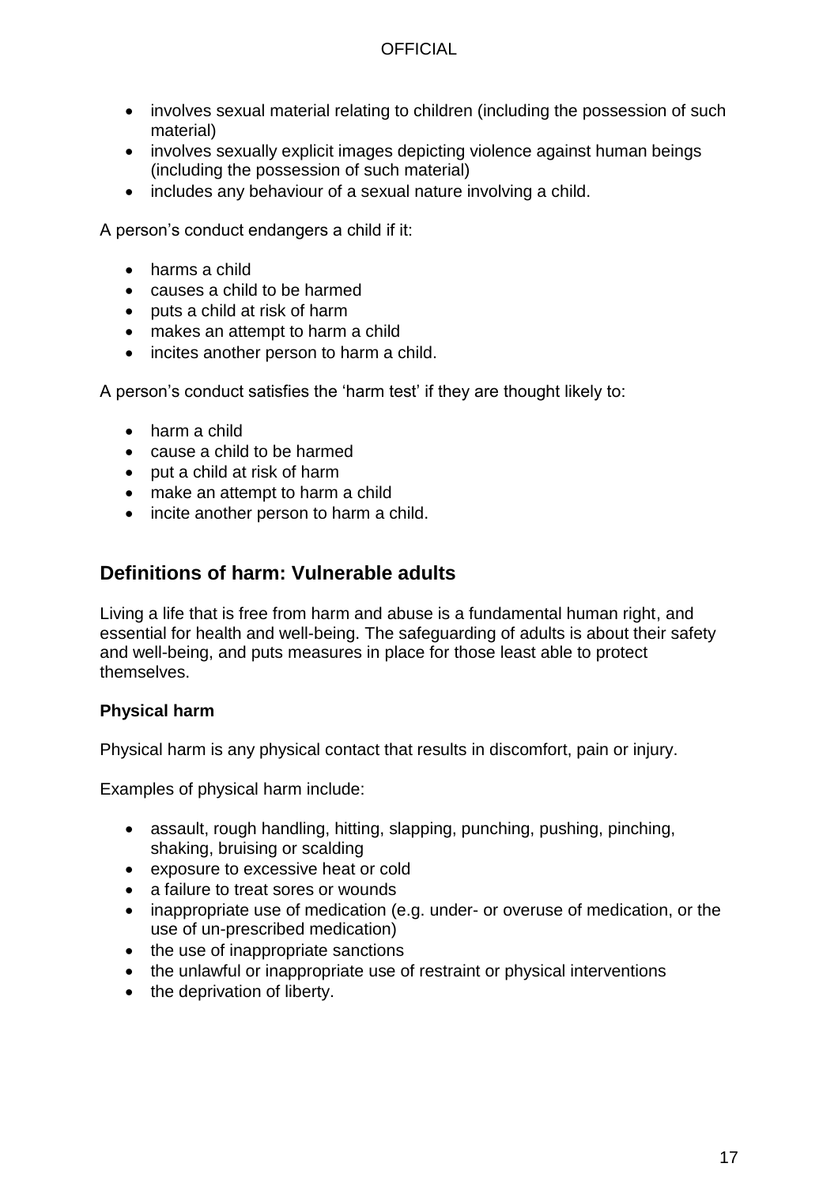- involves sexual material relating to children (including the possession of such material)
- involves sexually explicit images depicting violence against human beings (including the possession of such material)
- includes any behaviour of a sexual nature involving a child.

A person's conduct endangers a child if it:

- harms a child
- causes a child to be harmed
- puts a child at risk of harm
- makes an attempt to harm a child
- incites another person to harm a child.

A person's conduct satisfies the 'harm test' if they are thought likely to:

- harm a child
- cause a child to be harmed
- put a child at risk of harm
- make an attempt to harm a child
- incite another person to harm a child.

## Definitions of harm: Vulnerable adults

Living a life that is free from harm and abuse is a fundamental human right, and essential for health and well-being. The safeguarding of adults is about their safety and well-being, and puts measures in place for those least able to protect themselves.

**Physical harm**

Physical harm is any physical contact that results in discomfort, pain or injury.

Examples of physical harm include:

- assault, rough handling, hitting, slapping, punching, pushing, pinching, shaking, bruising or scalding
- exposure to excessive heat or cold
- a failure to treat sores or wounds
- inappropriate use of medication (e.g. under- or overuse of medication, or the use of un-prescribed medication)
- the use of inappropriate sanctions
- the unlawful or inappropriate use of restraint or physical interventions
- the deprivation of liberty.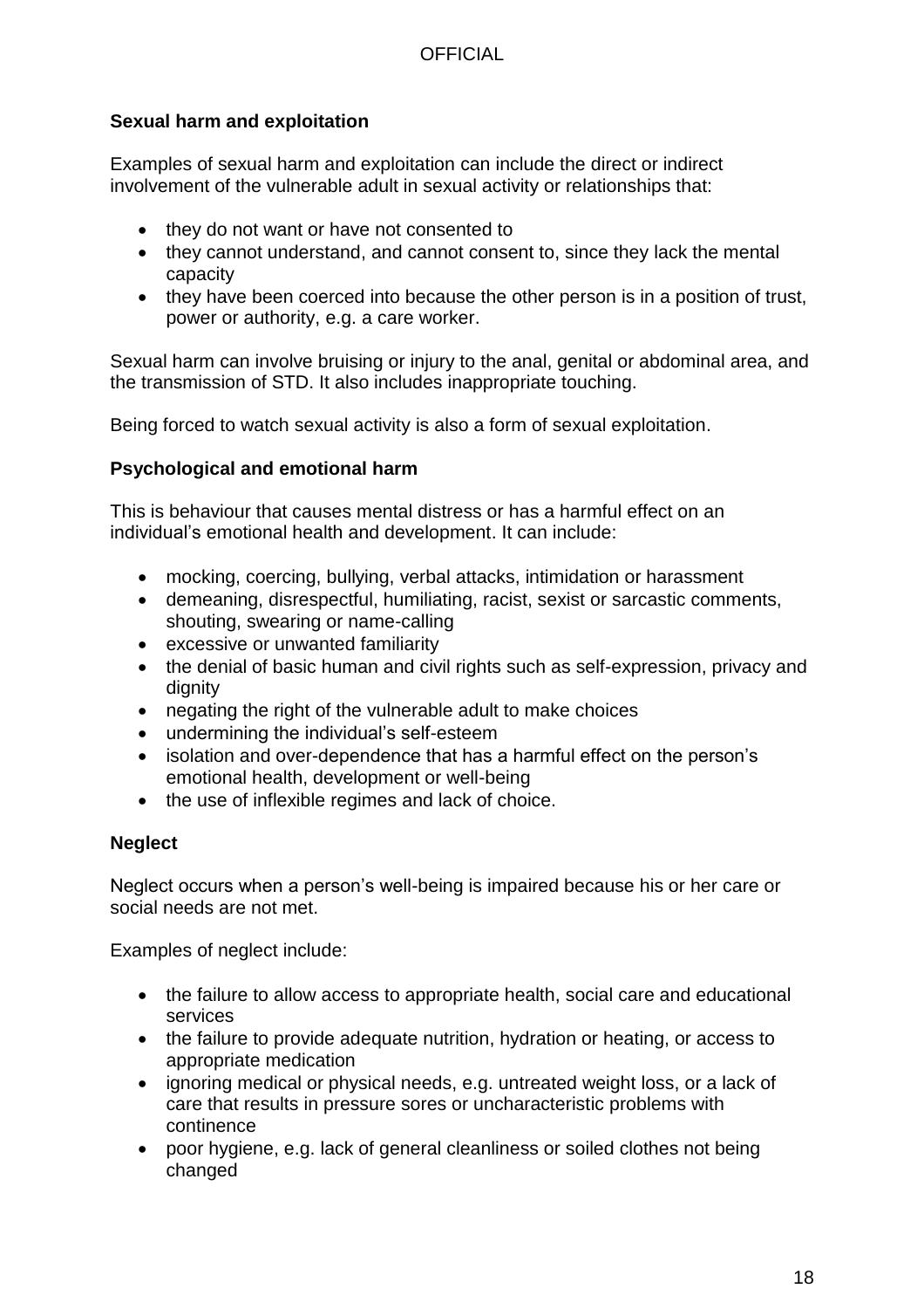### Sexual harm and exploitation

Examples of sexual harm and exploitation can include the direct or indirect involvement of the vulnerable adult in sexual activity or relationships that:

- they do not want or have not consented to
- they cannot understand, and cannot consent to, since they lack the mental capacity
- they have been coerced into because the other person is in a position of trust, power or authority, e.g. a care worker.

Sexual harm can involve bruising or injury to the anal, genital or abdominal area, and the transmission of STD. It also includes inappropriate touching.

Being forced to watch sexual activity is also a form of sexual exploitation.

### Psychological and emotional harm

This is behaviour that causes mental distress or has a harmful effect on an individual's emotional health and development. It can include:

- mocking, coercing, bullying, verbal attacks, intimidation or harassment
- demeaning, disrespectful, humiliating, racist, sexist or sarcastic comments, shouting, swearing or name-calling
- excessive or unwanted familiarity
- the denial of basic human and civil rights such as self-expression, privacy and dignity
- negating the right of the vulnerable adult to make choices
- undermining the individual's self-esteem
- isolation and over-dependence that has a harmful effect on the person's emotional health, development or well-being
- the use of inflexible regimes and lack of choice.

### Neglect

Neglect occurs when a person's well-being is impaired because his or her care or social needs are not met.

Examples of neglect include:

- the failure to allow access to appropriate health, social care and educational services
- the failure to provide adequate nutrition, hydration or heating, or access to appropriate medication
- ignoring medical or physical needs, e.g. untreated weight loss, or a lack of care that results in pressure sores or uncharacteristic problems with continence
- poor hygiene, e.g. lack of general cleanliness or soiled clothes not being changed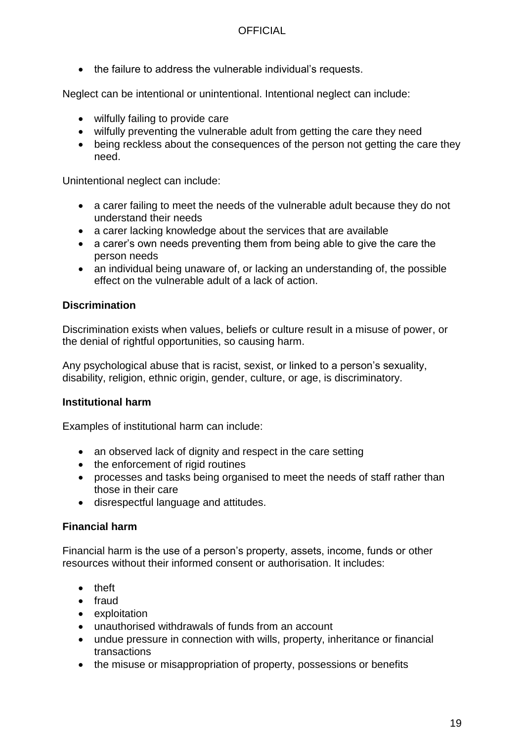- the failure to address the vulnerable individual's requests.

Neglect can be intentional or unintentional. Intentional neglect can include:

- wilfully failing to provide care
- wilfully preventing the vulnerable adult from getting the care they need
- being reckless about the consequences of the person not getting the care they need.

Unintentional neglect can include:

- a carer failing to meet the needs of the vulnerable adult because they do not understand their needs
- a carer lacking knowledge about the services that are available
- a carer's own needs preventing them from being able to give the care the person needs
- an individual being unaware of, or lacking an understanding of, the possible effect on the vulnerable adult of a lack of action.

**Discrimination**

Discrimination exists when values, beliefs or culture result in a misuse of power, or the denial of rightful opportunities, so causing harm.

Any psychological abuse that is racist, sexist, or linked to a person's sexuality, disability, religion, ethnic origin, gender, culture, or age, is discriminatory.

**Institutional harm**

Examples of institutional harm can include:

- an observed lack of dignity and respect in the care setting
- the enforcement of rigid routines
- processes and tasks being organised to meet the needs of staff rather than those in their care
- disrespectful language and attitudes.

**Financial harm**

Financial harm is the use of a person's property, assets, income, funds or other resources without their informed consent or authorisation. It includes:

- theft
- fraud
- exploitation
- unauthorised withdrawals of funds from an account
- undue pressure in connection with wills, property, inheritance or financial transactions
- the misuse or misappropriation of property, possessions or benefits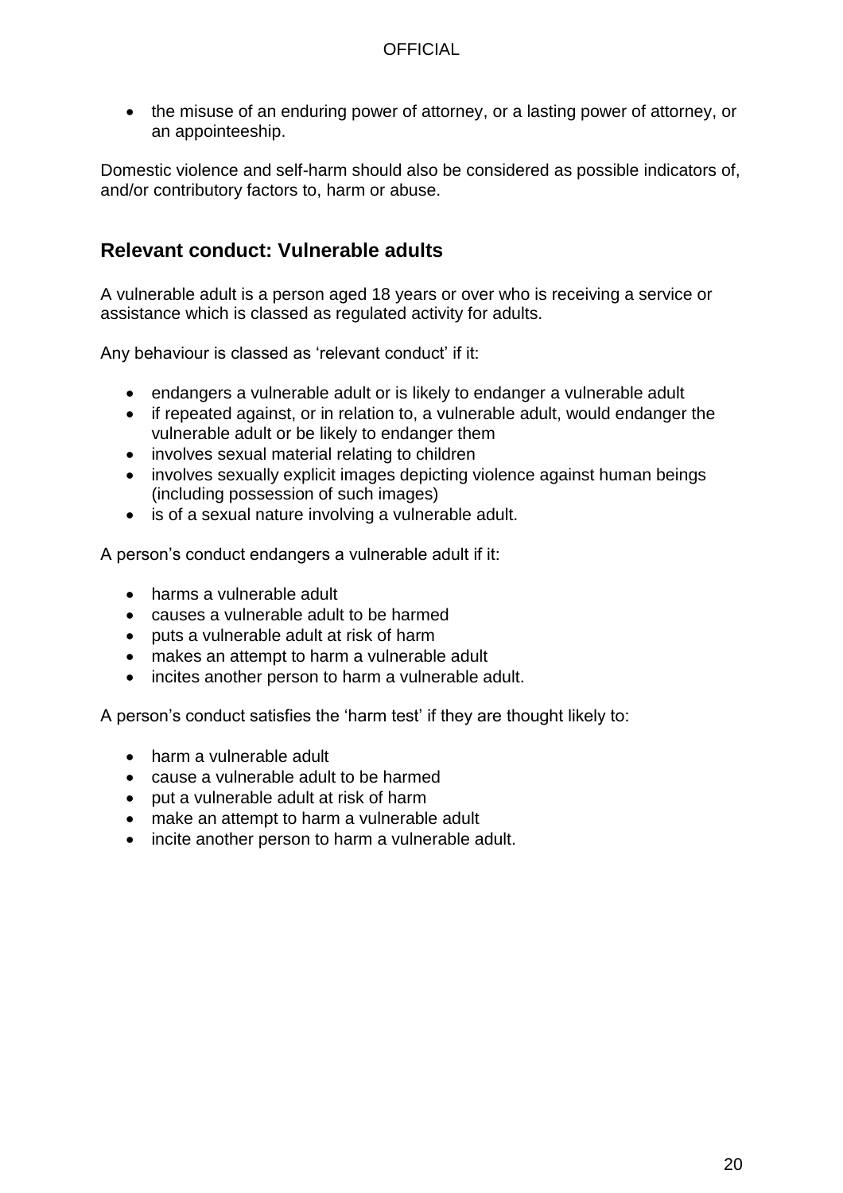- the misuse of an enduring power of attorney, or a lasting power of attorney, or an appointeeship.

Domestic violence and self-harm should also be considered as possible indicators of, and/or contributory factors to, harm or abuse.

## Relevant conduct: Vulnerable adults

A vulnerable adult is a person aged 18 years or over who is receiving a service or assistance which is classed as regulated activity for adults.

Any behaviour is classed as 'relevant conduct' if it:

- endangers a vulnerable adult or is likely to endanger a vulnerable adult
- if repeated against, or in relation to, a vulnerable adult, would endanger the vulnerable adult or be likely to endanger them
- involves sexual material relating to children
- involves sexually explicit images depicting violence against human beings (including possession of such images)
- is of a sexual nature involving a vulnerable adult.

A person's conduct endangers a vulnerable adult if it:

- harms a vulnerable adult
- causes a vulnerable adult to be harmed
- puts a vulnerable adult at risk of harm
- makes an attempt to harm a vulnerable adult
- incites another person to harm a vulnerable adult.

A person's conduct satisfies the 'harm test' if they are thought likely to:

- harm a vulnerable adult
- cause a vulnerable adult to be harmed
- put a vulnerable adult at risk of harm
- make an attempt to harm a vulnerable adult
- incite another person to harm a vulnerable adult.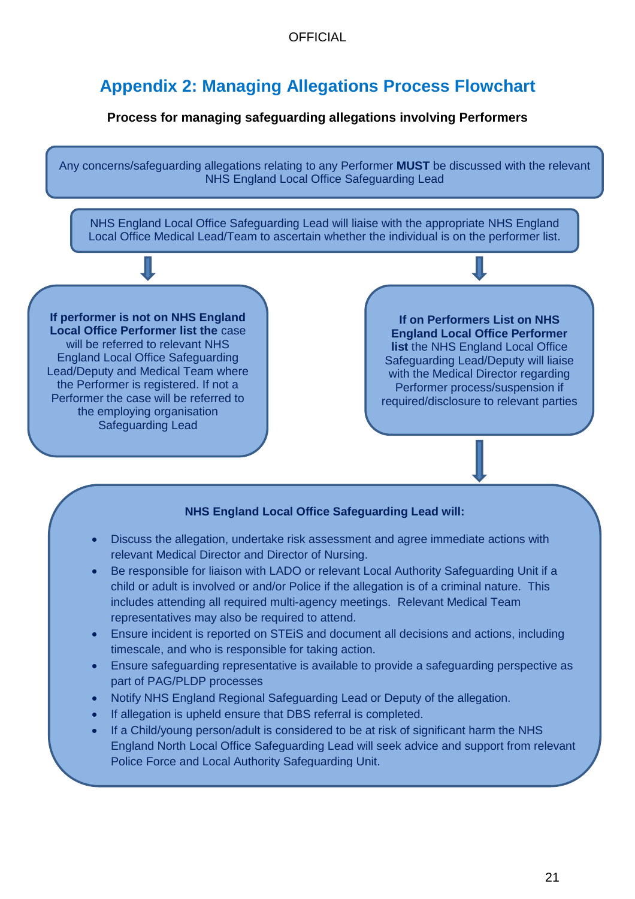## Appendix 2: Managing Allegations Process Flowchart

**Process for managing safeguarding allegations involving Performers**

Any concerns/safeguarding allegations relating to any Performer **MUST** be discussed with the relevant NHS England Local Office Safeguarding Lead

NHS England Local Office Safeguarding Lead will liaise with the appropriate NHS England Local Office Medical Lead/Team to ascertain whether the individual is on the performer list.

**If performer is not on NHS England Local Office Performer list the** case will be referred to relevant NHS England Local Office Safeguarding Lead/Deputy and Medical Team where the Performer is registered. If not a Performer the case will be referred to the employing organisation Safeguarding Lead

**If on Performers List on NHS England Local Office Performer list** the NHS England Local Office Safeguarding Lead/Deputy will liaise with the Medical Director regarding Performer process/suspension if required/disclosure to relevant parties

**NHS England Local Office Safeguarding Lead will:**

- Discuss the allegation, undertake risk assessment and agree immediate actions with relevant Medical Director and Director of Nursing.
- Be responsible for liaison with LADO or relevant Local Authority Safeguarding Unit if a child or adult is involved or and/or Police if the allegation is of a criminal nature. This includes attending all required multi-agency meetings. Relevant Medical Team representatives may also be required to attend.
- Ensure incident is reported on STEiS and document all decisions and actions, including timescale, and who is responsible for taking action.
- Ensure safeguarding representative is available to provide a safeguarding perspective as part of PAG/PLDP processes
- Notify NHS England Regional Safeguarding Lead or Deputy of the allegation.
- If allegation is upheld ensure that DBS referral is completed.
- If a Child/young person/adult is considered to be at risk of significant harm the NHS England North Local Office Safeguarding Lead will seek advice and support from relevant Police Force and Local Authority Safeguarding Unit.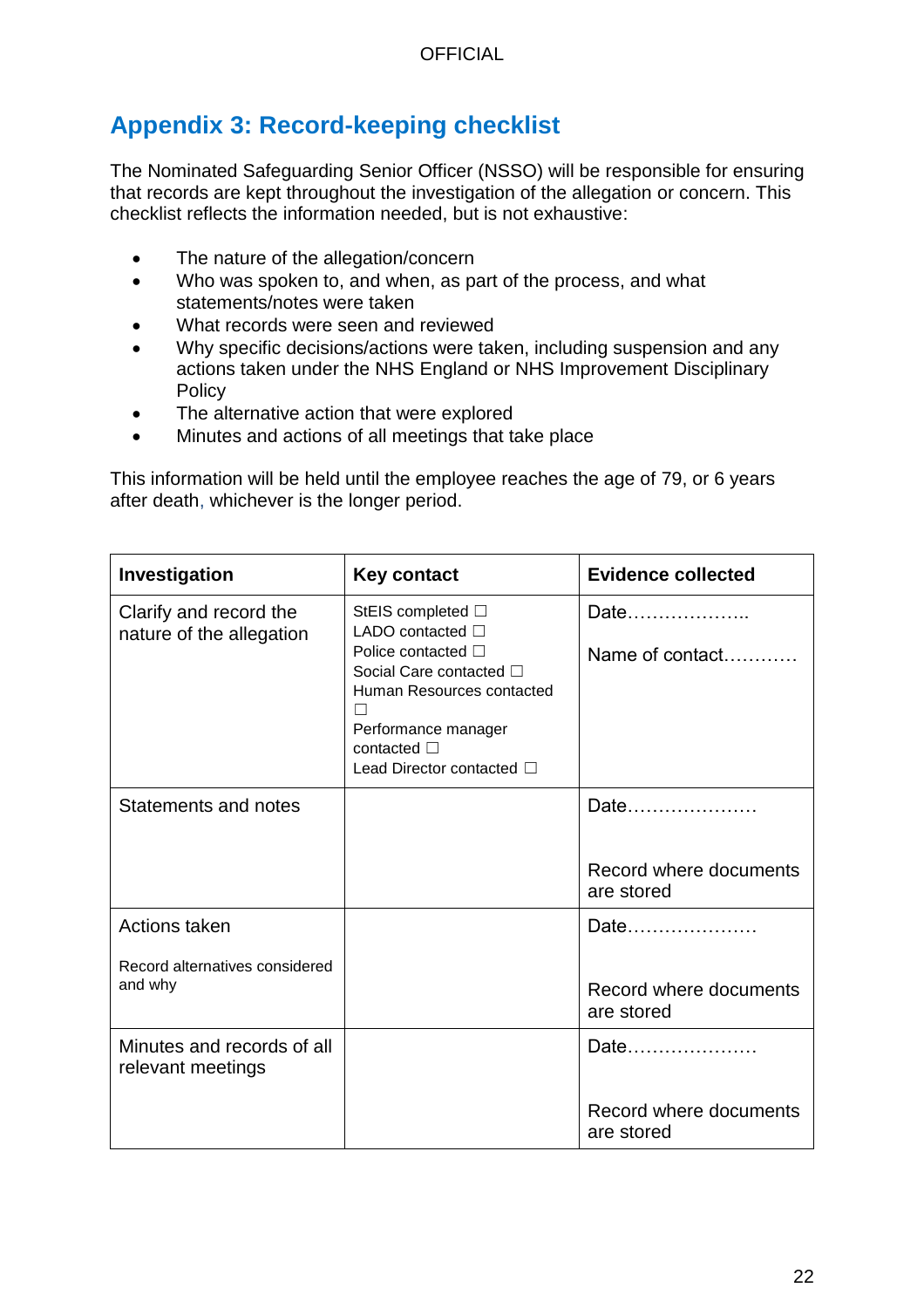## Appendix 3: Record-keeping checklist

The Nominated Safeguarding Senior Officer (NSSO) will be responsible for ensuring that records are kept throughout the investigation of the allegation or concern. This checklist reflects the information needed, but is not exhaustive:

- The nature of the allegation/concern
- Who was spoken to, and when, as part of the process, and what statements/notes were taken
- What records were seen and reviewed
- Why specific decisions/actions were taken, including suspension and any actions taken under the NHS England or NHS Improvement Disciplinary Policy
- The alternative action that were explored
- Minutes and actions of all meetings that take place

This information will be held until the employee reaches the age of 79, or 6 years after death, whichever is the longer period.

| Investigation | Key contact | Evidence collected |
|---|---|---|
| Clarify and record the nature of the allegation | StEIS completed ☐<br>LADO contacted ☐<br>Police contacted ☐<br>Social Care contacted ☐<br>Human Resources contacted ☐<br>Performance manager contacted ☐<br>Lead Director contacted ☐ | Date………………..<br><br>Name of contact………… |
| Statements and notes | | Date…………………<br><br>Record where documents are stored |
| Actions taken<br><br>Record alternatives considered and why | | Date…………………<br><br>Record where documents are stored |
| Minutes and records of all relevant meetings | | Date…………………<br><br>Record where documents are stored |